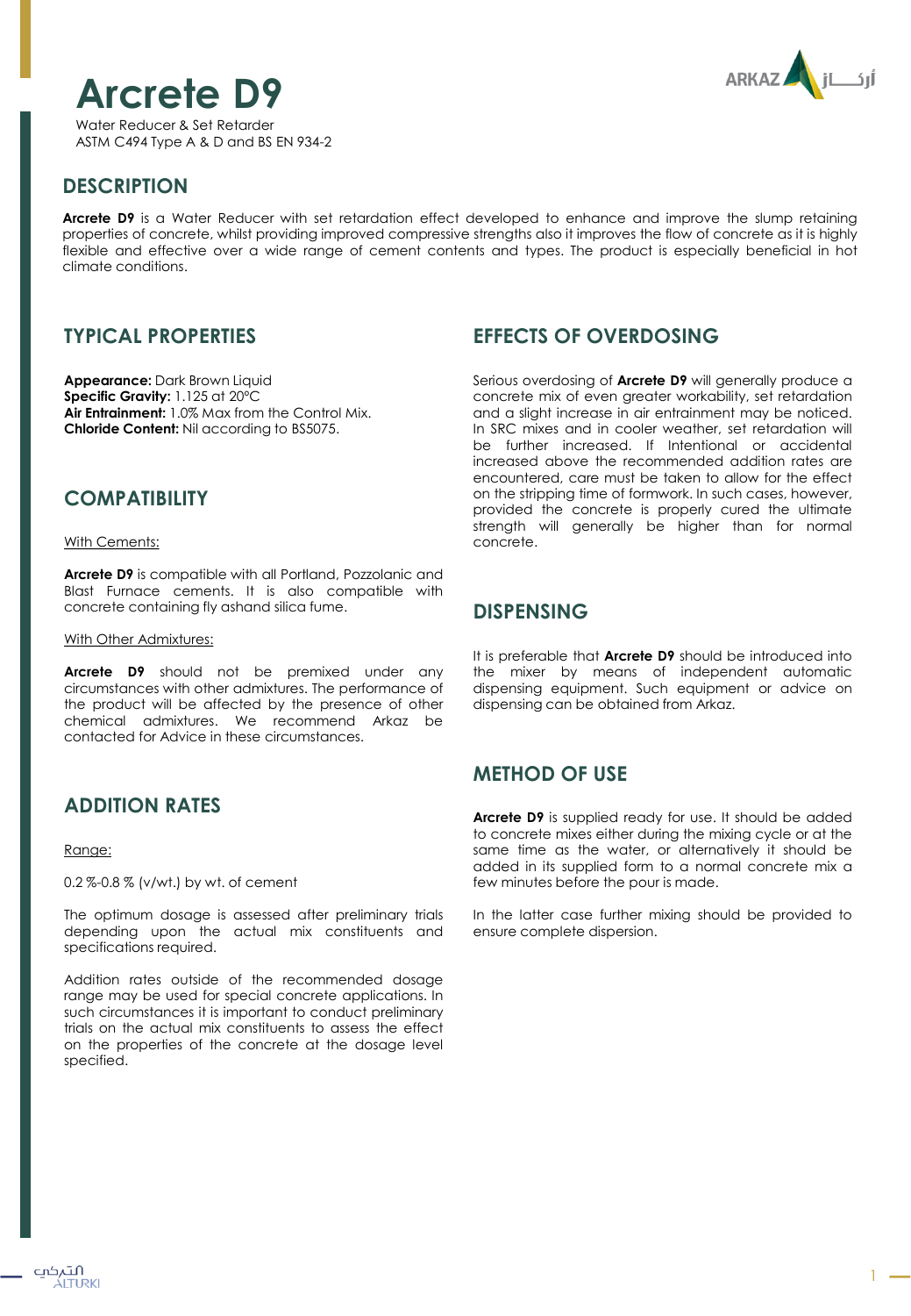# Arcrete D9

Water Reducer & Set Retarder
ASTM C494 Type A & D and BS EN 934-2

## DESCRIPTION

**Arcrete D9** is a Water Reducer with set retardation effect developed to enhance and improve the slump retaining properties of concrete, whilst providing improved compressive strengths also it improves the flow of concrete as it is highly flexible and effective over a wide range of cement contents and types. The product is especially beneficial in hot climate conditions.

## TYPICAL PROPERTIES

**Appearance:** Dark Brown Liquid
**Specific Gravity:** 1.125 at 20ºC
**Air Entrainment:** 1.0% Max from the Control Mix.
**Chloride Content:** Nil according to BS5075.

## COMPATIBILITY

With Cements:

**Arcrete D9** is compatible with all Portland, Pozzolanic and Blast Furnace cements. It is also compatible with concrete containing fly ashand silica fume.

With Other Admixtures:

**Arcrete D9** should not be premixed under any circumstances with other admixtures. The performance of the product will be affected by the presence of other chemical admixtures. We recommend Arkaz be contacted for Advice in these circumstances.

## ADDITION RATES

Range:

0.2 %-0.8 % (v/wt.) by wt. of cement

The optimum dosage is assessed after preliminary trials depending upon the actual mix constituents and specifications required.

Addition rates outside of the recommended dosage range may be used for special concrete applications. In such circumstances it is important to conduct preliminary trials on the actual mix constituents to assess the effect on the properties of the concrete at the dosage level specified.

## EFFECTS OF OVERDOSING

Serious overdosing of **Arcrete D9** will generally produce a concrete mix of even greater workability, set retardation and a slight increase in air entrainment may be noticed. In SRC mixes and in cooler weather, set retardation will be further increased. If Intentional or accidental increased above the recommended addition rates are encountered, care must be taken to allow for the effect on the stripping time of formwork. In such cases, however, provided the concrete is properly cured the ultimate strength will generally be higher than for normal concrete.

## DISPENSING

It is preferable that **Arcrete D9** should be introduced into the mixer by means of independent automatic dispensing equipment. Such equipment or advice on dispensing can be obtained from Arkaz.

## METHOD OF USE

**Arcrete D9** is supplied ready for use. It should be added to concrete mixes either during the mixing cycle or at the same time as the water, or alternatively it should be added in its supplied form to a normal concrete mix a few minutes before the pour is made.

In the latter case further mixing should be provided to ensure complete dispersion.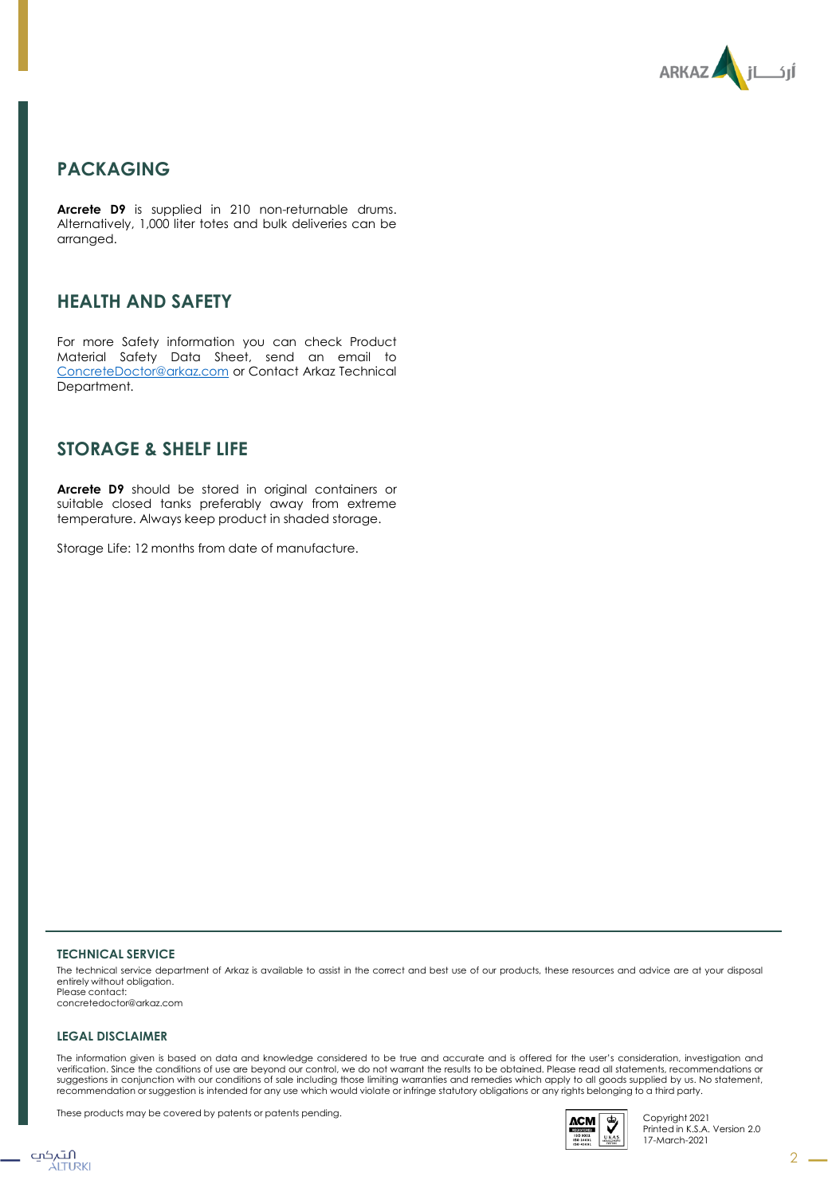## PACKAGING

**Arcrete D9** is supplied in 210 non-returnable drums. Alternatively, 1,000 liter totes and bulk deliveries can be arranged.

## HEALTH AND SAFETY

For more Safety information you can check Product Material Safety Data Sheet, send an email to ConcreteDoctor@arkaz.com or Contact Arkaz Technical Department.

## STORAGE & SHELF LIFE

**Arcrete D9** should be stored in original containers or suitable closed tanks preferably away from extreme temperature. Always keep product in shaded storage.

Storage Life: 12 months from date of manufacture.

### TECHNICAL SERVICE

The technical service department of Arkaz is available to assist in the correct and best use of our products, these resources and advice are at your disposal entirely without obligation.
Please contact:
concretedoctor@arkaz.com

### LEGAL DISCLAIMER

The information given is based on data and knowledge considered to be true and accurate and is offered for the user's consideration, investigation and verification. Since the conditions of use are beyond our control, we do not warrant the results to be obtained. Please read all statements, recommendations or suggestions in conjunction with our conditions of sale including those limiting warranties and remedies which apply to all goods supplied by us. No statement, recommendation or suggestion is intended for any use which would violate or infringe statutory obligations or any rights belonging to a third party.

These products may be covered by patents or patents pending.

Copyright 2021
Printed in K.S.A. Version 2.0
17-March-2021